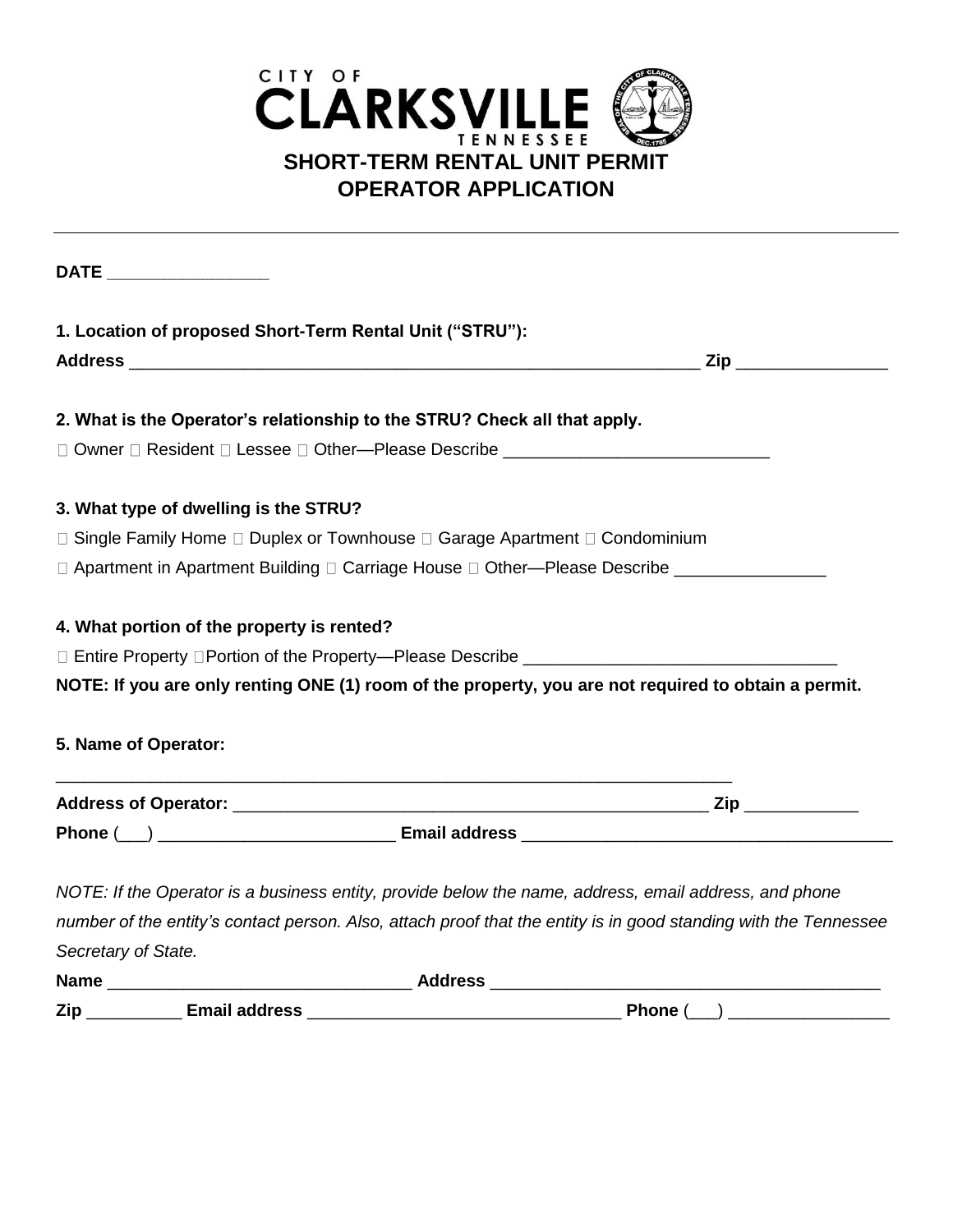CITY OF CLARKSVILLE TENNESSEE

# SHORT-TERM RENTAL UNIT PERMIT OPERATOR APPLICATION

---

**DATE** ________________

**1. Location of proposed Short-Term Rental Unit ("STRU"):**

**Address** ______________________________________________________________ **Zip** _______________

**2. What is the Operator's relationship to the STRU? Check all that apply.**

☐ Owner ☐ Resident ☐ Lessee ☐ Other—Please Describe ___________________________

**3. What type of dwelling is the STRU?**

☐ Single Family Home ☐ Duplex or Townhouse ☐ Garage Apartment ☐ Condominium

☐ Apartment in Apartment Building ☐ Carriage House ☐ Other—Please Describe _______________

**4. What portion of the property is rented?**

☐ Entire Property ☐Portion of the Property—Please Describe ________________________________

**NOTE: If you are only renting ONE (1) room of the property, you are not required to obtain a permit.**

**5. Name of Operator:**

___________________________________________________________________________

**Address of Operator:** ____________________________________________________ **Zip** ___________

**Phone** (___) ________________________ **Email address** ______________________________________

*NOTE: If the Operator is a business entity, provide below the name, address, email address, and phone number of the entity's contact person. Also, attach proof that the entity is in good standing with the Tennessee Secretary of State.*

**Name** _______________________________ **Address** ________________________________________

**Zip** _________ **Email address** _________________________________ **Phone** (___) ________________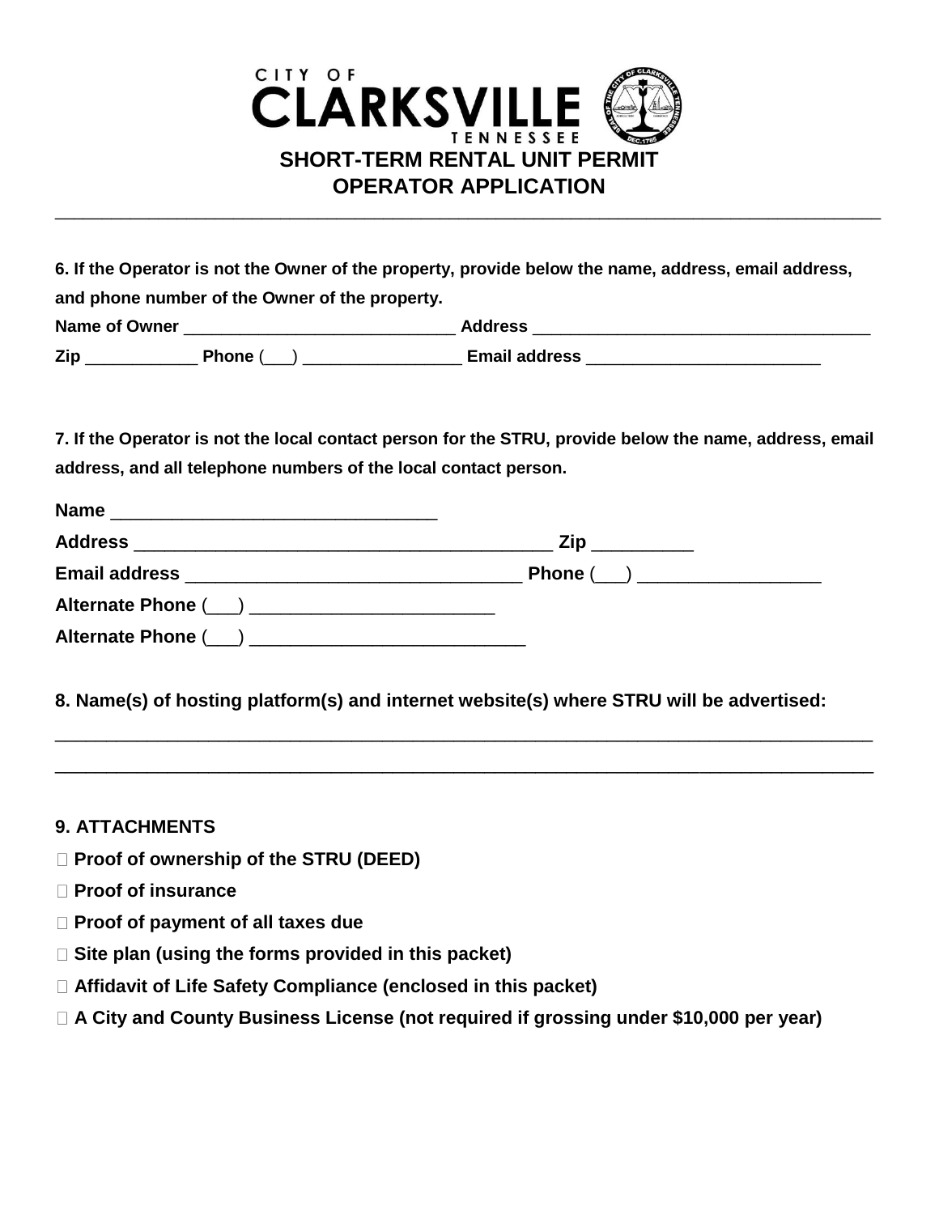# CITY OF CLARKSVILLE TENNESSEE

## SHORT-TERM RENTAL UNIT PERMIT OPERATOR APPLICATION

---

**6. If the Operator is not the Owner of the property, provide below the name, address, email address, and phone number of the Owner of the property.**

**Name of Owner** _____________________________ **Address** ____________________________________

**Zip** ____________ **Phone** (___) ________________ **Email address** ________________________

**7. If the Operator is not the local contact person for the STRU, provide below the name, address, email address, and all telephone numbers of the local contact person.**

**Name** ________________________________

**Address** _________________________________________ **Zip** __________

**Email address** _________________________________ **Phone** (___) __________________

**Alternate Phone** (___) ________________________

**Alternate Phone** (___) ___________________________

**8. Name(s) of hosting platform(s) and internet website(s) where STRU will be advertised:**

_____________________________________________________________________________________

_____________________________________________________________________________________

**9. ATTACHMENTS**

- ☐ **Proof of ownership of the STRU (DEED)**
- ☐ **Proof of insurance**
- ☐ **Proof of payment of all taxes due**
- ☐ **Site plan (using the forms provided in this packet)**
- ☐ **Affidavit of Life Safety Compliance (enclosed in this packet)**
- ☐ **A City and County Business License (not required if grossing under $10,000 per year)**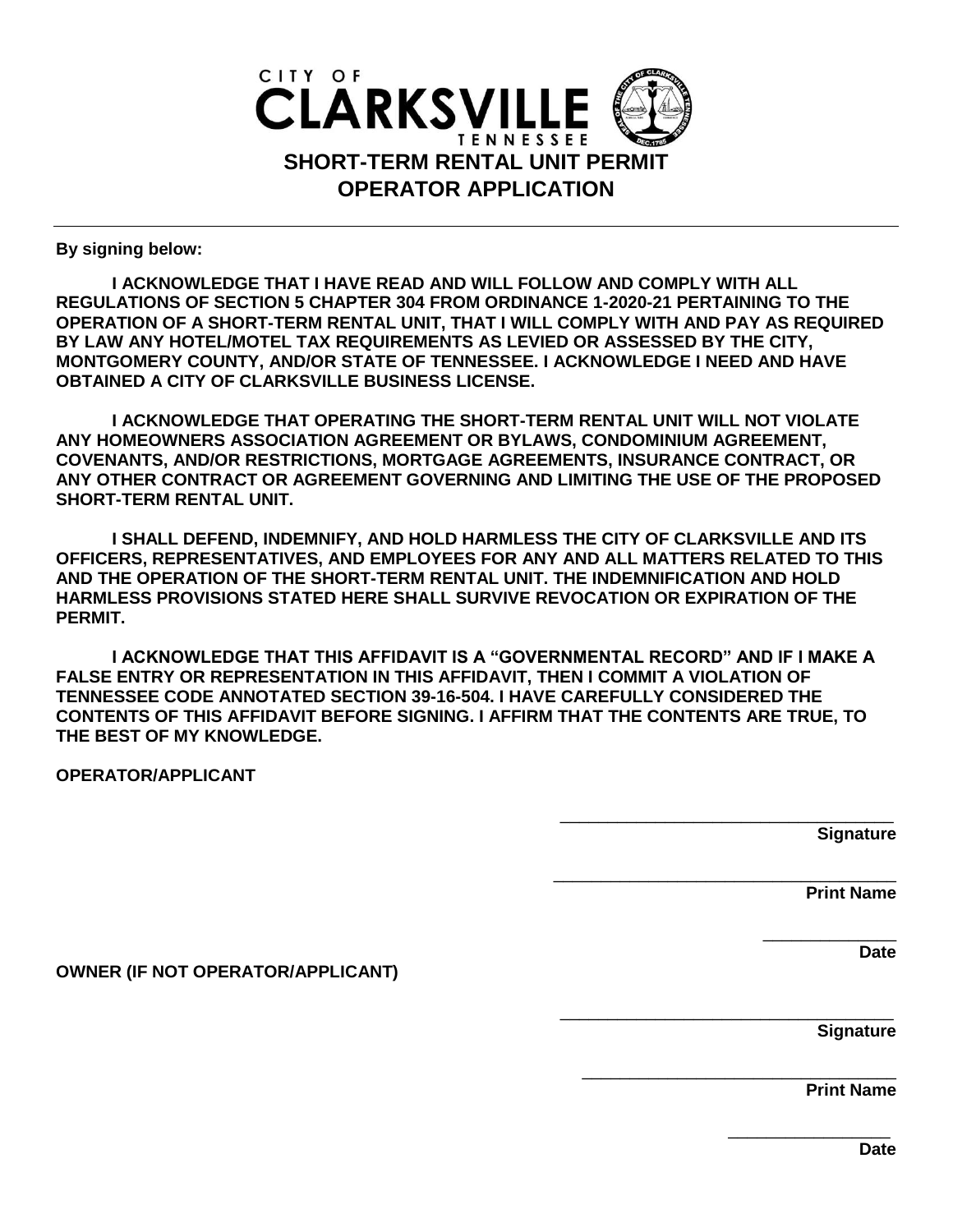CITY OF
**CLARKSVILLE**
TENNESSEE

# SHORT-TERM RENTAL UNIT PERMIT OPERATOR APPLICATION

---

**By signing below:**

**I ACKNOWLEDGE THAT I HAVE READ AND WILL FOLLOW AND COMPLY WITH ALL REGULATIONS OF SECTION 5 CHAPTER 304 FROM ORDINANCE 1-2020-21 PERTAINING TO THE OPERATION OF A SHORT-TERM RENTAL UNIT, THAT I WILL COMPLY WITH AND PAY AS REQUIRED BY LAW ANY HOTEL/MOTEL TAX REQUIREMENTS AS LEVIED OR ASSESSED BY THE CITY, MONTGOMERY COUNTY, AND/OR STATE OF TENNESSEE. I ACKNOWLEDGE I NEED AND HAVE OBTAINED A CITY OF CLARKSVILLE BUSINESS LICENSE.**

**I ACKNOWLEDGE THAT OPERATING THE SHORT-TERM RENTAL UNIT WILL NOT VIOLATE ANY HOMEOWNERS ASSOCIATION AGREEMENT OR BYLAWS, CONDOMINIUM AGREEMENT, COVENANTS, AND/OR RESTRICTIONS, MORTGAGE AGREEMENTS, INSURANCE CONTRACT, OR ANY OTHER CONTRACT OR AGREEMENT GOVERNING AND LIMITING THE USE OF THE PROPOSED SHORT-TERM RENTAL UNIT.**

**I SHALL DEFEND, INDEMNIFY, AND HOLD HARMLESS THE CITY OF CLARKSVILLE AND ITS OFFICERS, REPRESENTATIVES, AND EMPLOYEES FOR ANY AND ALL MATTERS RELATED TO THIS AND THE OPERATION OF THE SHORT-TERM RENTAL UNIT. THE INDEMNIFICATION AND HOLD HARMLESS PROVISIONS STATED HERE SHALL SURVIVE REVOCATION OR EXPIRATION OF THE PERMIT.**

**I ACKNOWLEDGE THAT THIS AFFIDAVIT IS A "GOVERNMENTAL RECORD" AND IF I MAKE A FALSE ENTRY OR REPRESENTATION IN THIS AFFIDAVIT, THEN I COMMIT A VIOLATION OF TENNESSEE CODE ANNOTATED SECTION 39-16-504. I HAVE CAREFULLY CONSIDERED THE CONTENTS OF THIS AFFIDAVIT BEFORE SIGNING. I AFFIRM THAT THE CONTENTS ARE TRUE, TO THE BEST OF MY KNOWLEDGE.**

**OPERATOR/APPLICANT**

\_\_\_\_\_\_\_\_\_\_\_\_\_\_\_\_\_\_\_\_\_\_\_\_\_\_\_\_\_\_\_\_\_\_\_\_
**Signature**

\_\_\_\_\_\_\_\_\_\_\_\_\_\_\_\_\_\_\_\_\_\_\_\_\_\_\_\_\_\_\_\_\_\_\_\_
**Print Name**

\_\_\_\_\_\_\_\_\_\_\_\_\_\_
**Date**

**OWNER (IF NOT OPERATOR/APPLICANT)**

\_\_\_\_\_\_\_\_\_\_\_\_\_\_\_\_\_\_\_\_\_\_\_\_\_\_\_\_\_\_\_\_\_\_\_\_
**Signature**

\_\_\_\_\_\_\_\_\_\_\_\_\_\_\_\_\_\_\_\_\_\_\_\_\_\_\_\_\_\_\_\_\_\_\_\_
**Print Name**

\_\_\_\_\_\_\_\_\_\_\_\_\_\_
**Date**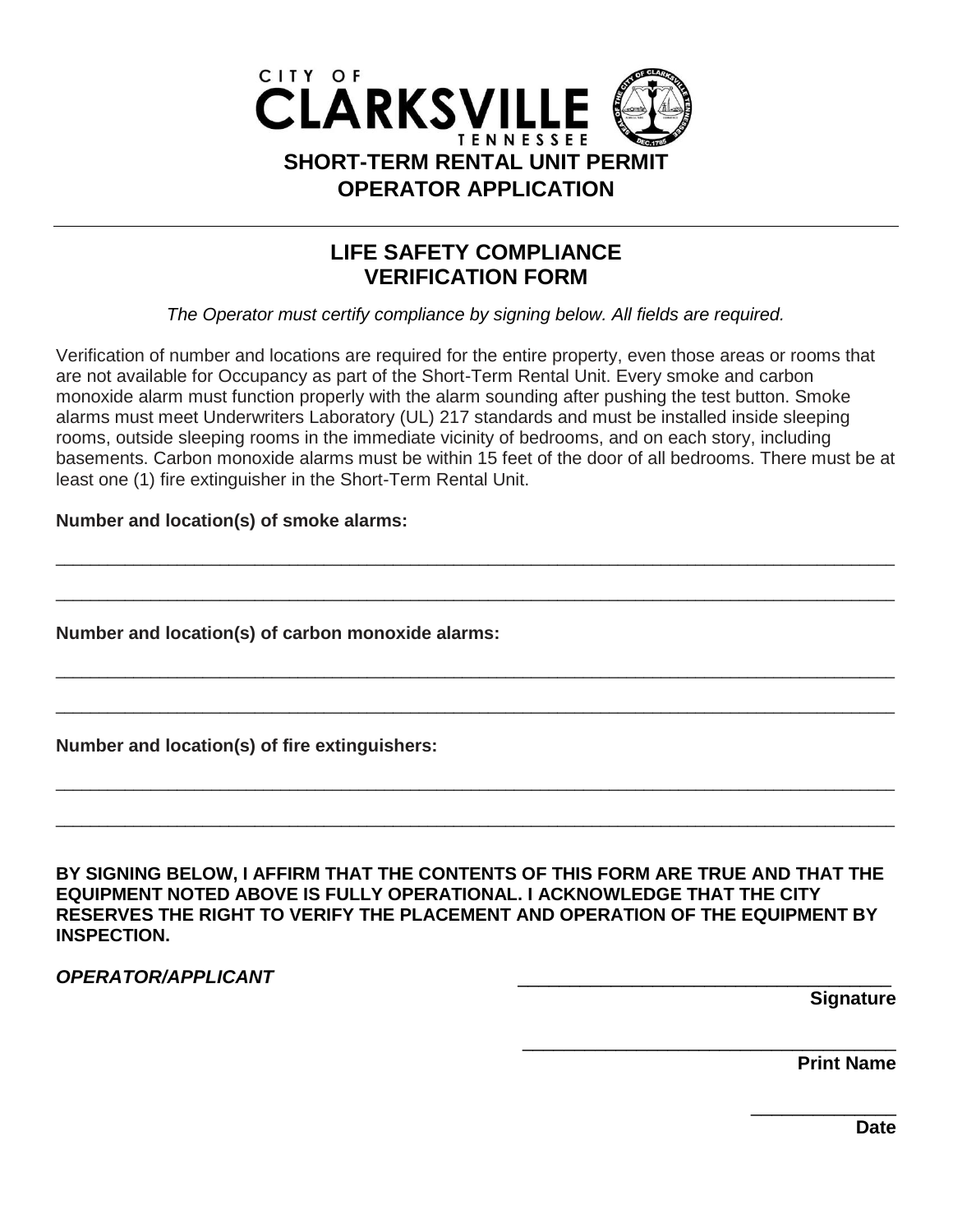CITY OF
CLARKSVILLE
TENNESSEE

# SHORT-TERM RENTAL UNIT PERMIT OPERATOR APPLICATION

---

## LIFE SAFETY COMPLIANCE VERIFICATION FORM

*The Operator must certify compliance by signing below. All fields are required.*

Verification of number and locations are required for the entire property, even those areas or rooms that are not available for Occupancy as part of the Short-Term Rental Unit. Every smoke and carbon monoxide alarm must function properly with the alarm sounding after pushing the test button. Smoke alarms must meet Underwriters Laboratory (UL) 217 standards and must be installed inside sleeping rooms, outside sleeping rooms in the immediate vicinity of bedrooms, and on each story, including basements. Carbon monoxide alarms must be within 15 feet of the door of all bedrooms. There must be at least one (1) fire extinguisher in the Short-Term Rental Unit.

**Number and location(s) of smoke alarms:**

______________________________________________________________________________

______________________________________________________________________________

**Number and location(s) of carbon monoxide alarms:**

______________________________________________________________________________

______________________________________________________________________________

**Number and location(s) of fire extinguishers:**

______________________________________________________________________________

______________________________________________________________________________

**BY SIGNING BELOW, I AFFIRM THAT THE CONTENTS OF THIS FORM ARE TRUE AND THAT THE EQUIPMENT NOTED ABOVE IS FULLY OPERATIONAL. I ACKNOWLEDGE THAT THE CITY RESERVES THE RIGHT TO VERIFY THE PLACEMENT AND OPERATION OF THE EQUIPMENT BY INSPECTION.**

***OPERATOR/APPLICANT***

______________________________________
**Signature**

______________________________________
**Print Name**

_______________
**Date**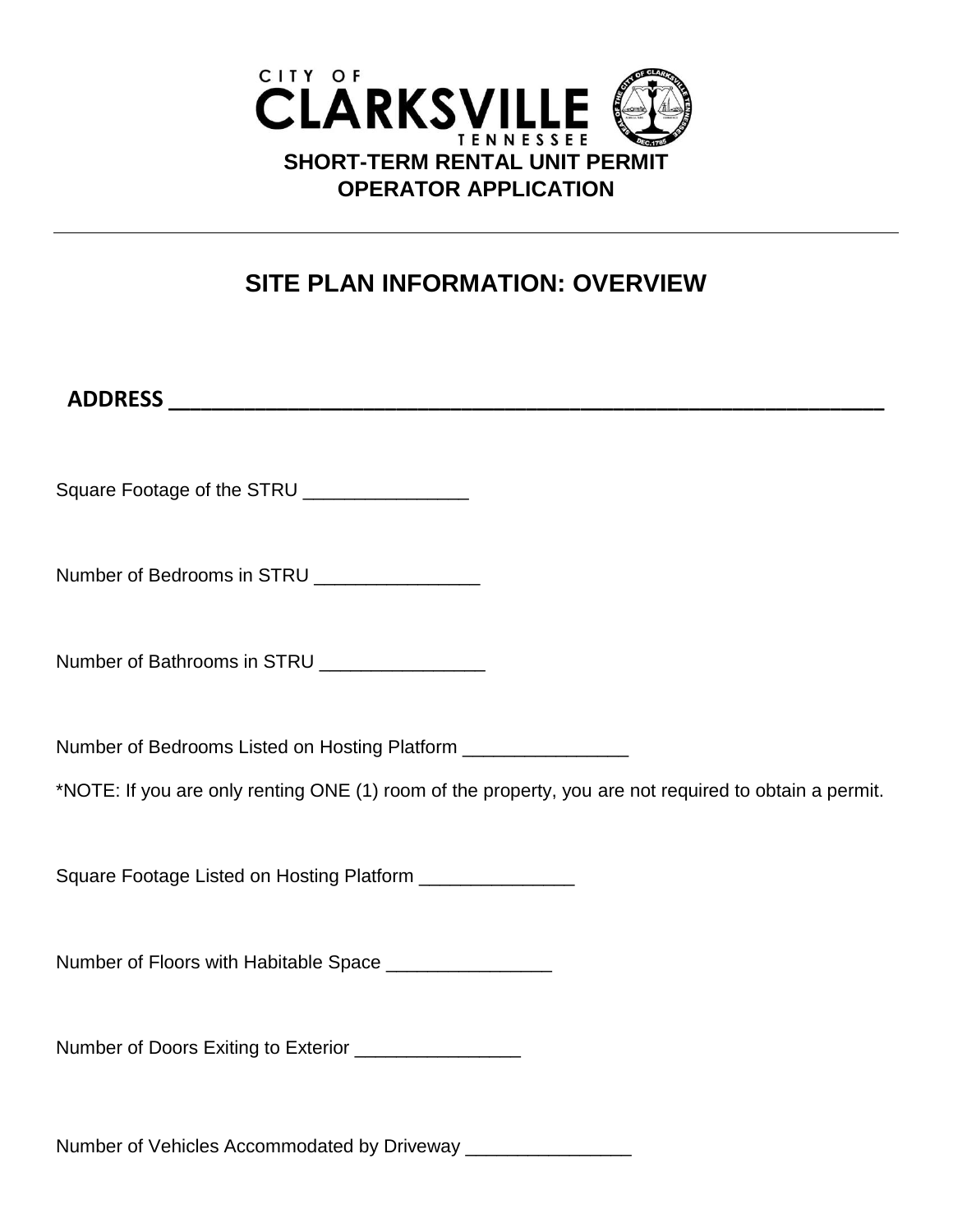CITY OF
CLARKSVILLE
TENNESSEE

**SHORT-TERM RENTAL UNIT PERMIT**
**OPERATOR APPLICATION**

---

## SITE PLAN INFORMATION: OVERVIEW

**ADDRESS ______________________________________________________________**

Square Footage of the STRU ________________

Number of Bedrooms in STRU ________________

Number of Bathrooms in STRU ________________

Number of Bedrooms Listed on Hosting Platform ________________

*NOTE: If you are only renting ONE (1) room of the property, you are not required to obtain a permit.

Square Footage Listed on Hosting Platform _______________

Number of Floors with Habitable Space ________________

Number of Doors Exiting to Exterior ________________

Number of Vehicles Accommodated by Driveway ________________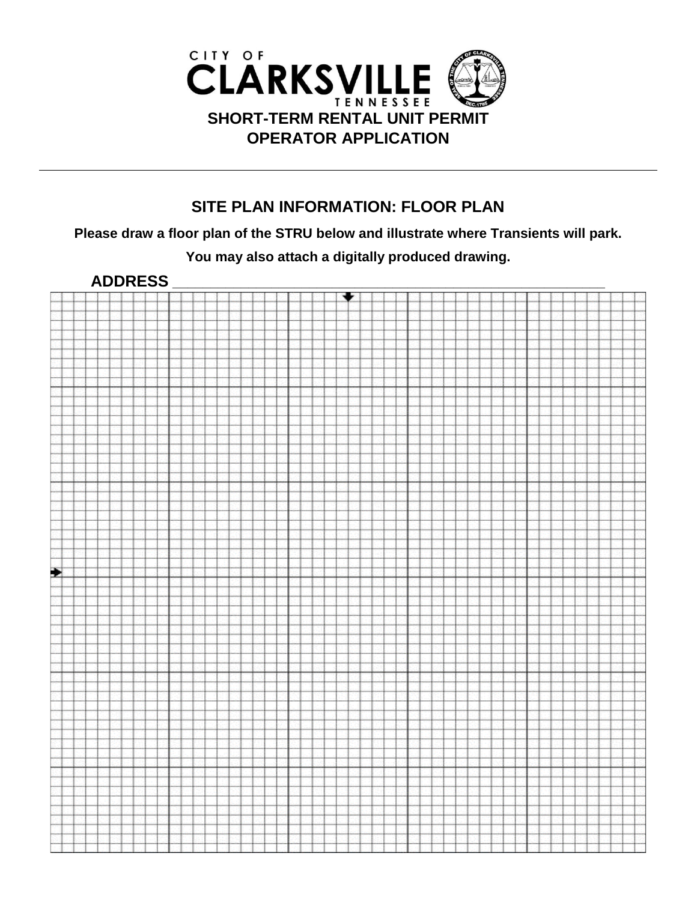CITY OF CLARKSVILLE TENNESSEE

# SHORT-TERM RENTAL UNIT PERMIT OPERATOR APPLICATION

## SITE PLAN INFORMATION: FLOOR PLAN

**Please draw a floor plan of the STRU below and illustrate where Transients will park.**

**You may also attach a digitally produced drawing.**

**ADDRESS** ______________________________________________________